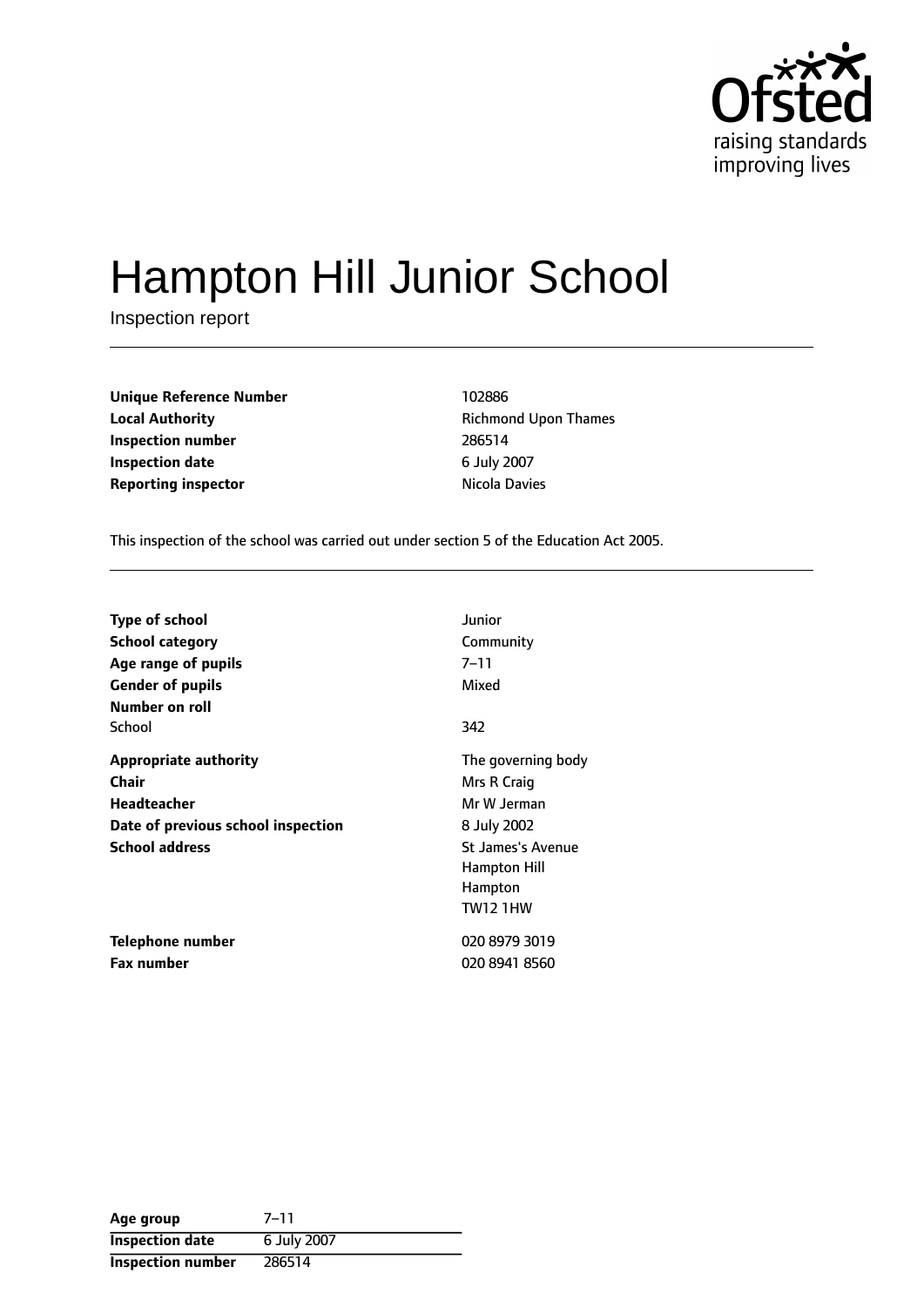Ofsted raising standards improving lives

# Hampton Hill Junior School

Inspection report

| | |
|---|---|
| **Unique Reference Number** | 102886 |
| **Local Authority** | Richmond Upon Thames |
| **Inspection number** | 286514 |
| **Inspection date** | 6 July 2007 |
| **Reporting inspector** | Nicola Davies |

This inspection of the school was carried out under section 5 of the Education Act 2005.

| | |
|---|---|
| **Type of school** | Junior |
| **School category** | Community |
| **Age range of pupils** | 7–11 |
| **Gender of pupils** | Mixed |
| **Number on roll** | |
| School | 342 |
| **Appropriate authority** | The governing body |
| **Chair** | Mrs R Craig |
| **Headteacher** | Mr W Jerman |
| **Date of previous school inspection** | 8 July 2002 |
| **School address** | St James's Avenue<br>Hampton Hill<br>Hampton<br>TW12 1HW |
| **Telephone number** | 020 8979 3019 |
| **Fax number** | 020 8941 8560 |

| | |
|---|---|
| **Age group** | 7–11 |
| **Inspection date** | 6 July 2007 |
| **Inspection number** | 286514 |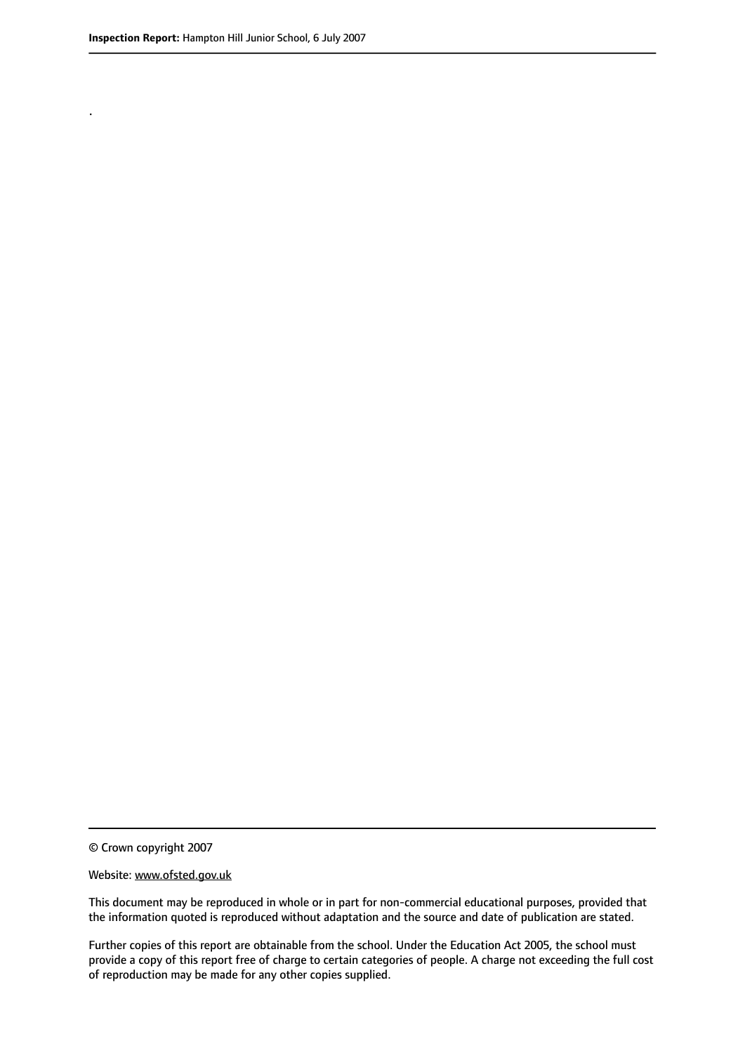.

© Crown copyright 2007

Website: www.ofsted.gov.uk

This document may be reproduced in whole or in part for non-commercial educational purposes, provided that the information quoted is reproduced without adaptation and the source and date of publication are stated.

Further copies of this report are obtainable from the school. Under the Education Act 2005, the school must provide a copy of this report free of charge to certain categories of people. A charge not exceeding the full cost of reproduction may be made for any other copies supplied.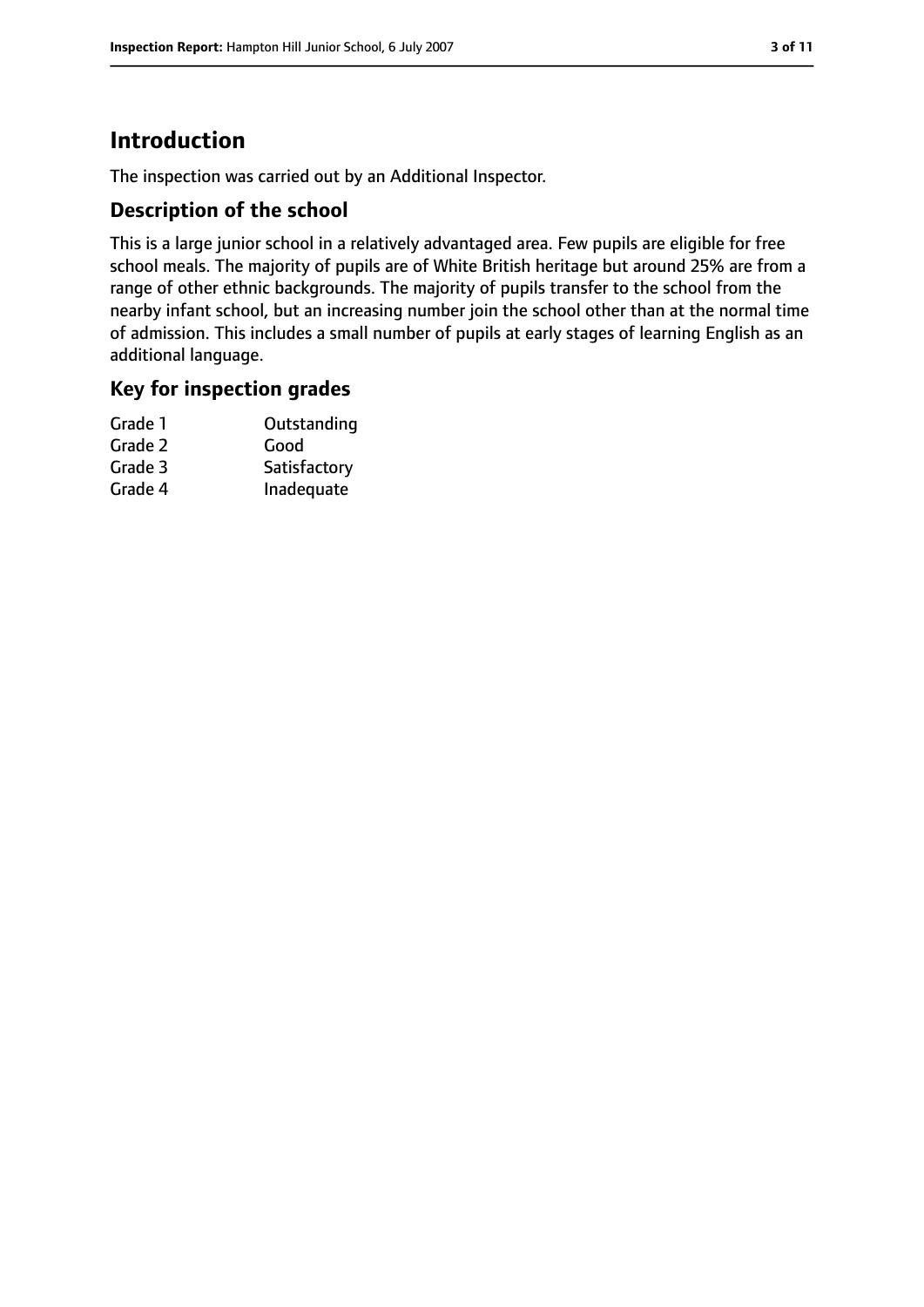# Introduction

The inspection was carried out by an Additional Inspector.

## Description of the school

This is a large junior school in a relatively advantaged area. Few pupils are eligible for free school meals. The majority of pupils are of White British heritage but around 25% are from a range of other ethnic backgrounds. The majority of pupils transfer to the school from the nearby infant school, but an increasing number join the school other than at the normal time of admission. This includes a small number of pupils at early stages of learning English as an additional language.

## Key for inspection grades

| | |
|---|---|
| Grade 1 | Outstanding |
| Grade 2 | Good |
| Grade 3 | Satisfactory |
| Grade 4 | Inadequate |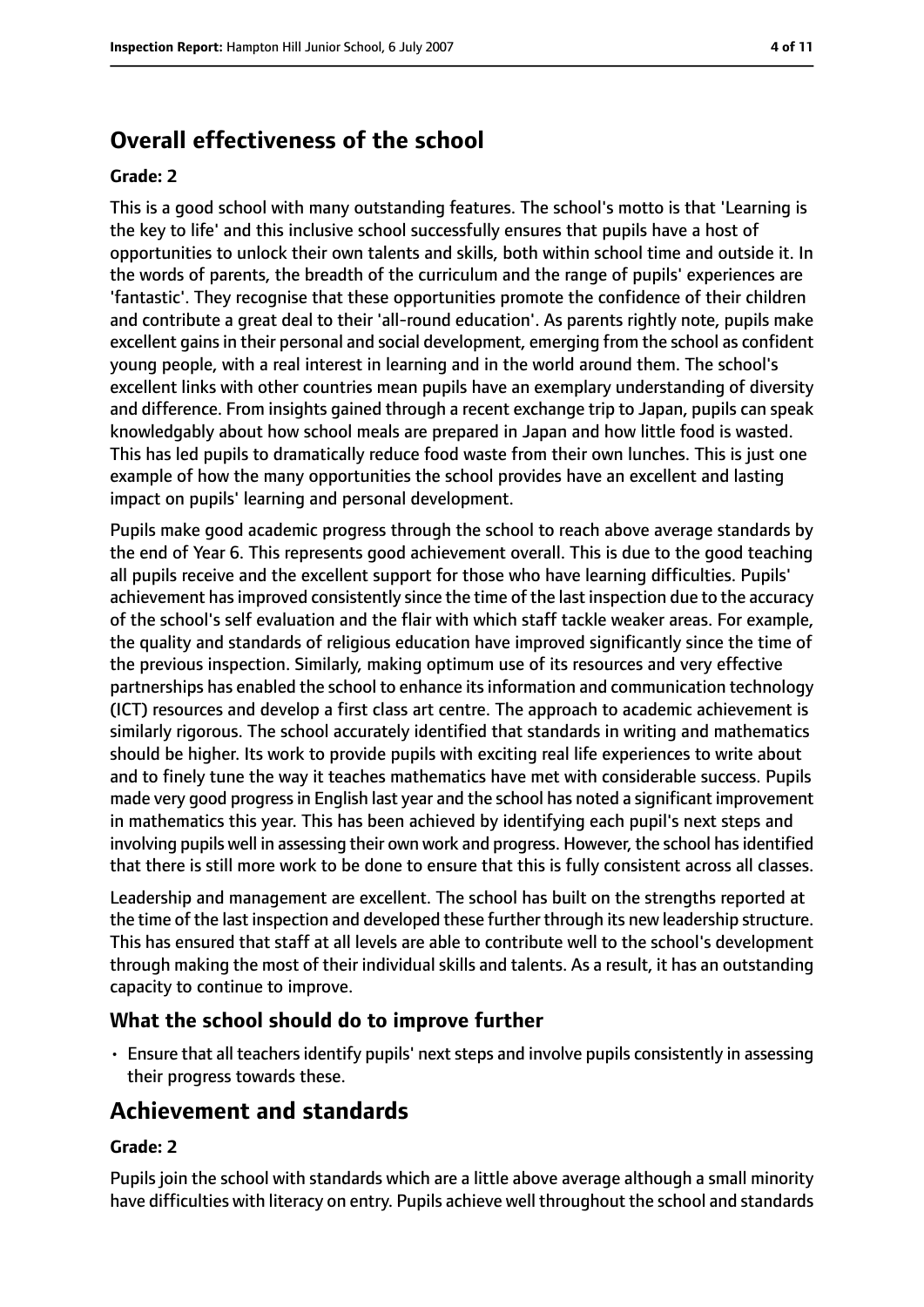## Overall effectiveness of the school

**Grade: 2**

This is a good school with many outstanding features. The school's motto is that 'Learning is the key to life' and this inclusive school successfully ensures that pupils have a host of opportunities to unlock their own talents and skills, both within school time and outside it. In the words of parents, the breadth of the curriculum and the range of pupils' experiences are 'fantastic'. They recognise that these opportunities promote the confidence of their children and contribute a great deal to their 'all-round education'. As parents rightly note, pupils make excellent gains in their personal and social development, emerging from the school as confident young people, with a real interest in learning and in the world around them. The school's excellent links with other countries mean pupils have an exemplary understanding of diversity and difference. From insights gained through a recent exchange trip to Japan, pupils can speak knowledgably about how school meals are prepared in Japan and how little food is wasted. This has led pupils to dramatically reduce food waste from their own lunches. This is just one example of how the many opportunities the school provides have an excellent and lasting impact on pupils' learning and personal development.

Pupils make good academic progress through the school to reach above average standards by the end of Year 6. This represents good achievement overall. This is due to the good teaching all pupils receive and the excellent support for those who have learning difficulties. Pupils' achievement has improved consistently since the time of the last inspection due to the accuracy of the school's self evaluation and the flair with which staff tackle weaker areas. For example, the quality and standards of religious education have improved significantly since the time of the previous inspection. Similarly, making optimum use of its resources and very effective partnerships has enabled the school to enhance its information and communication technology (ICT) resources and develop a first class art centre. The approach to academic achievement is similarly rigorous. The school accurately identified that standards in writing and mathematics should be higher. Its work to provide pupils with exciting real life experiences to write about and to finely tune the way it teaches mathematics have met with considerable success. Pupils made very good progress in English last year and the school has noted a significant improvement in mathematics this year. This has been achieved by identifying each pupil's next steps and involving pupils well in assessing their own work and progress. However, the school has identified that there is still more work to be done to ensure that this is fully consistent across all classes.

Leadership and management are excellent. The school has built on the strengths reported at the time of the last inspection and developed these further through its new leadership structure. This has ensured that staff at all levels are able to contribute well to the school's development through making the most of their individual skills and talents. As a result, it has an outstanding capacity to continue to improve.

### What the school should do to improve further

- Ensure that all teachers identify pupils' next steps and involve pupils consistently in assessing their progress towards these.

## Achievement and standards

**Grade: 2**

Pupils join the school with standards which are a little above average although a small minority have difficulties with literacy on entry. Pupils achieve well throughout the school and standards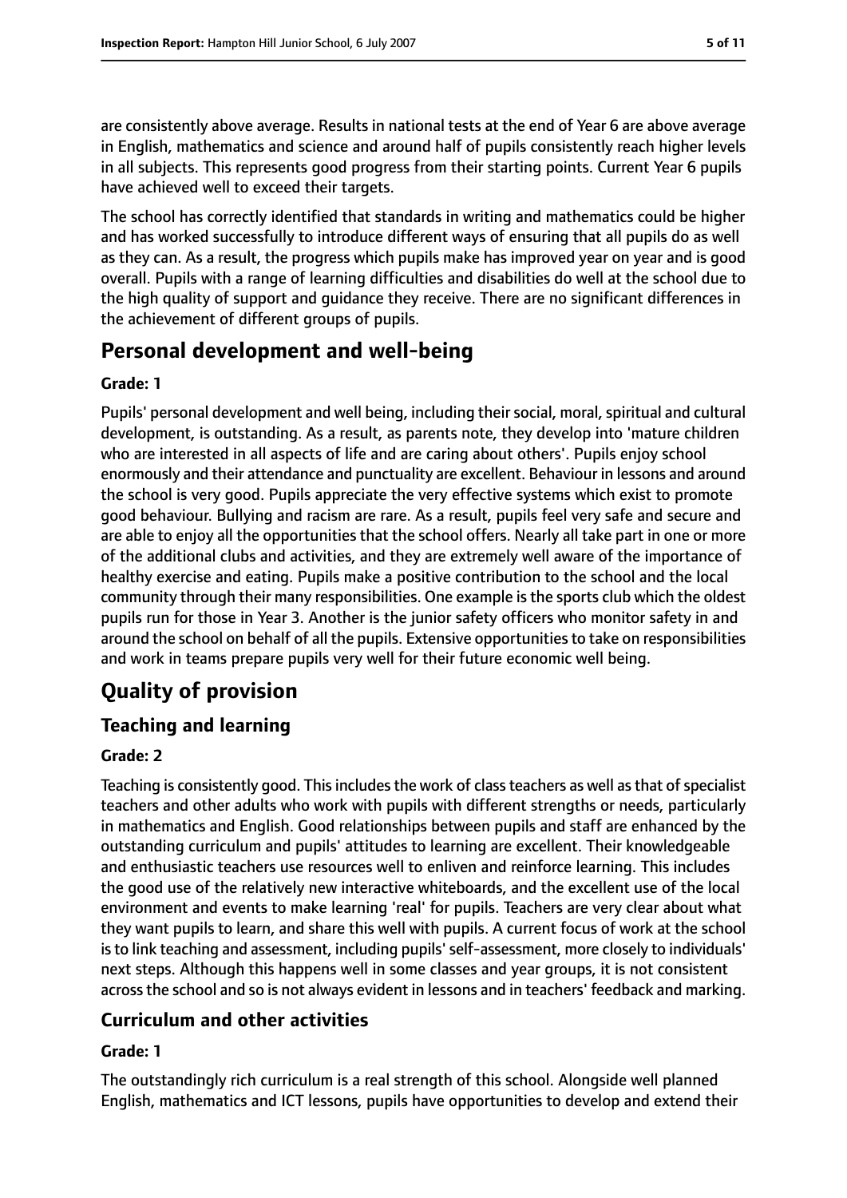are consistently above average. Results in national tests at the end of Year 6 are above average in English, mathematics and science and around half of pupils consistently reach higher levels in all subjects. This represents good progress from their starting points. Current Year 6 pupils have achieved well to exceed their targets.

The school has correctly identified that standards in writing and mathematics could be higher and has worked successfully to introduce different ways of ensuring that all pupils do as well as they can. As a result, the progress which pupils make has improved year on year and is good overall. Pupils with a range of learning difficulties and disabilities do well at the school due to the high quality of support and guidance they receive. There are no significant differences in the achievement of different groups of pupils.

# Personal development and well-being

**Grade: 1**

Pupils' personal development and well being, including their social, moral, spiritual and cultural development, is outstanding. As a result, as parents note, they develop into 'mature children who are interested in all aspects of life and are caring about others'. Pupils enjoy school enormously and their attendance and punctuality are excellent. Behaviour in lessons and around the school is very good. Pupils appreciate the very effective systems which exist to promote good behaviour. Bullying and racism are rare. As a result, pupils feel very safe and secure and are able to enjoy all the opportunities that the school offers. Nearly all take part in one or more of the additional clubs and activities, and they are extremely well aware of the importance of healthy exercise and eating. Pupils make a positive contribution to the school and the local community through their many responsibilities. One example is the sports club which the oldest pupils run for those in Year 3. Another is the junior safety officers who monitor safety in and around the school on behalf of all the pupils. Extensive opportunities to take on responsibilities and work in teams prepare pupils very well for their future economic well being.

# Quality of provision

## Teaching and learning

**Grade: 2**

Teaching is consistently good. This includes the work of class teachers as well as that of specialist teachers and other adults who work with pupils with different strengths or needs, particularly in mathematics and English. Good relationships between pupils and staff are enhanced by the outstanding curriculum and pupils' attitudes to learning are excellent. Their knowledgeable and enthusiastic teachers use resources well to enliven and reinforce learning. This includes the good use of the relatively new interactive whiteboards, and the excellent use of the local environment and events to make learning 'real' for pupils. Teachers are very clear about what they want pupils to learn, and share this well with pupils. A current focus of work at the school is to link teaching and assessment, including pupils' self-assessment, more closely to individuals' next steps. Although this happens well in some classes and year groups, it is not consistent across the school and so is not always evident in lessons and in teachers' feedback and marking.

## Curriculum and other activities

**Grade: 1**

The outstandingly rich curriculum is a real strength of this school. Alongside well planned English, mathematics and ICT lessons, pupils have opportunities to develop and extend their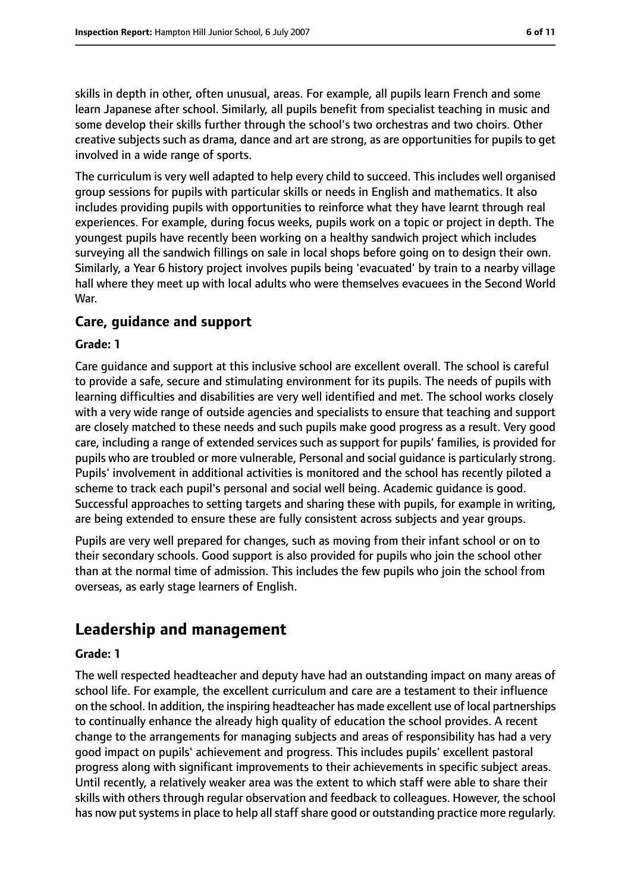skills in depth in other, often unusual, areas. For example, all pupils learn French and some learn Japanese after school. Similarly, all pupils benefit from specialist teaching in music and some develop their skills further through the school's two orchestras and two choirs. Other creative subjects such as drama, dance and art are strong, as are opportunities for pupils to get involved in a wide range of sports.

The curriculum is very well adapted to help every child to succeed. This includes well organised group sessions for pupils with particular skills or needs in English and mathematics. It also includes providing pupils with opportunities to reinforce what they have learnt through real experiences. For example, during focus weeks, pupils work on a topic or project in depth. The youngest pupils have recently been working on a healthy sandwich project which includes surveying all the sandwich fillings on sale in local shops before going on to design their own. Similarly, a Year 6 history project involves pupils being 'evacuated' by train to a nearby village hall where they meet up with local adults who were themselves evacuees in the Second World War.

### Care, guidance and support

**Grade: 1**

Care guidance and support at this inclusive school are excellent overall. The school is careful to provide a safe, secure and stimulating environment for its pupils. The needs of pupils with learning difficulties and disabilities are very well identified and met. The school works closely with a very wide range of outside agencies and specialists to ensure that teaching and support are closely matched to these needs and such pupils make good progress as a result. Very good care, including a range of extended services such as support for pupils' families, is provided for pupils who are troubled or more vulnerable, Personal and social guidance is particularly strong. Pupils' involvement in additional activities is monitored and the school has recently piloted a scheme to track each pupil's personal and social well being. Academic guidance is good. Successful approaches to setting targets and sharing these with pupils, for example in writing, are being extended to ensure these are fully consistent across subjects and year groups.

Pupils are very well prepared for changes, such as moving from their infant school or on to their secondary schools. Good support is also provided for pupils who join the school other than at the normal time of admission. This includes the few pupils who join the school from overseas, as early stage learners of English.

## Leadership and management

**Grade: 1**

The well respected headteacher and deputy have had an outstanding impact on many areas of school life. For example, the excellent curriculum and care are a testament to their influence on the school. In addition, the inspiring headteacher has made excellent use of local partnerships to continually enhance the already high quality of education the school provides. A recent change to the arrangements for managing subjects and areas of responsibility has had a very good impact on pupils' achievement and progress. This includes pupils' excellent pastoral progress along with significant improvements to their achievements in specific subject areas. Until recently, a relatively weaker area was the extent to which staff were able to share their skills with others through regular observation and feedback to colleagues. However, the school has now put systems in place to help all staff share good or outstanding practice more regularly.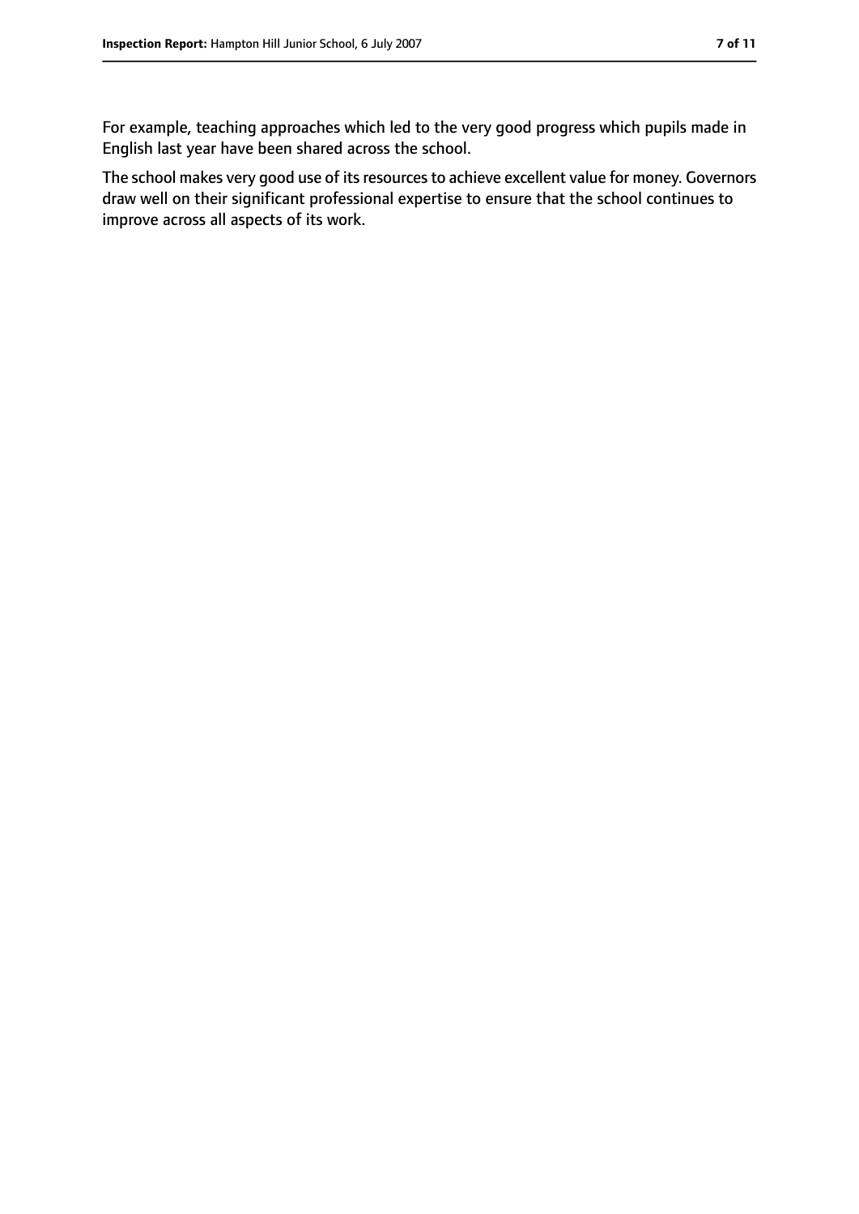For example, teaching approaches which led to the very good progress which pupils made in English last year have been shared across the school.

The school makes very good use of its resources to achieve excellent value for money. Governors draw well on their significant professional expertise to ensure that the school continues to improve across all aspects of its work.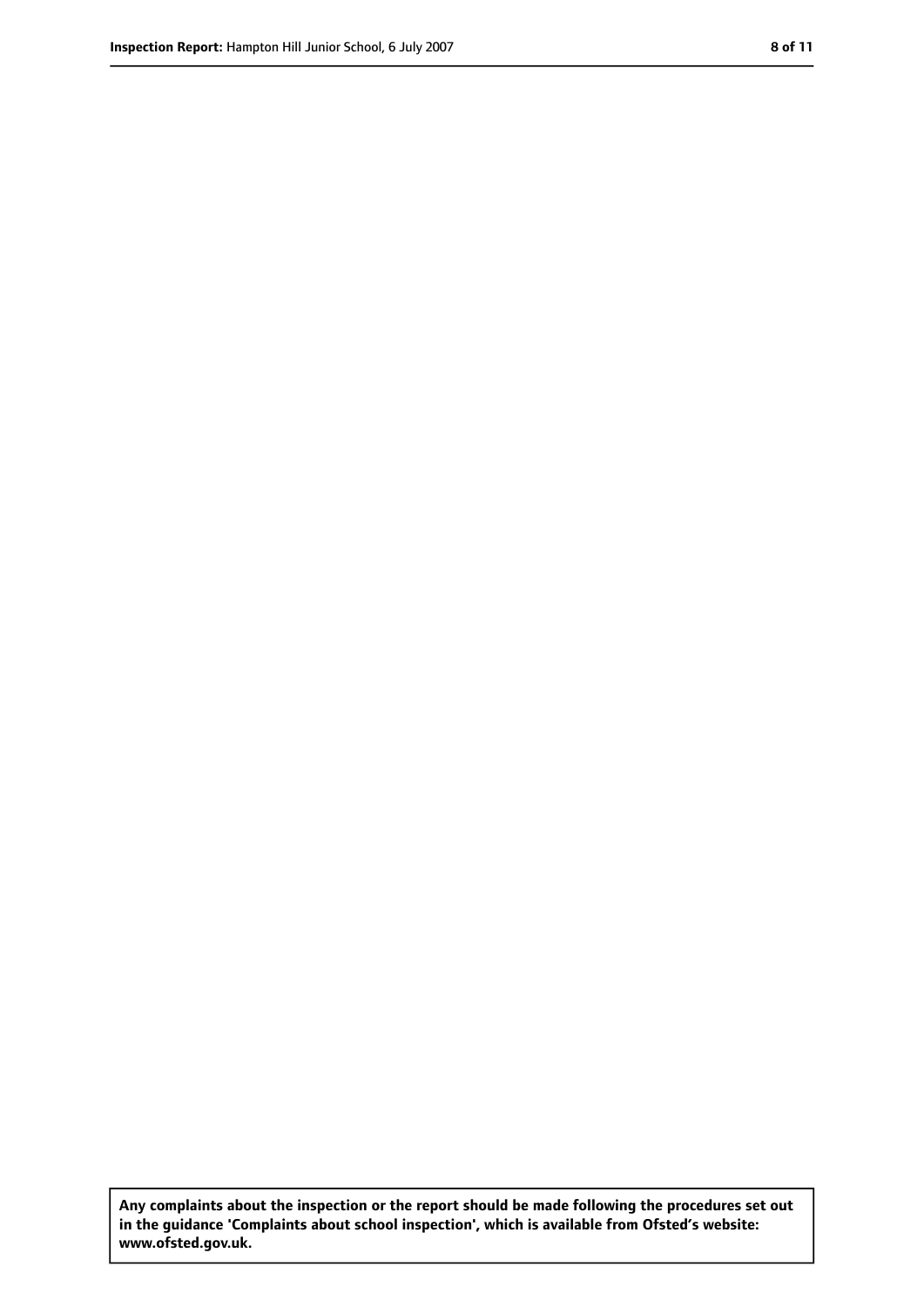**Any complaints about the inspection or the report should be made following the procedures set out in the guidance 'Complaints about school inspection', which is available from Ofsted's website: www.ofsted.gov.uk.**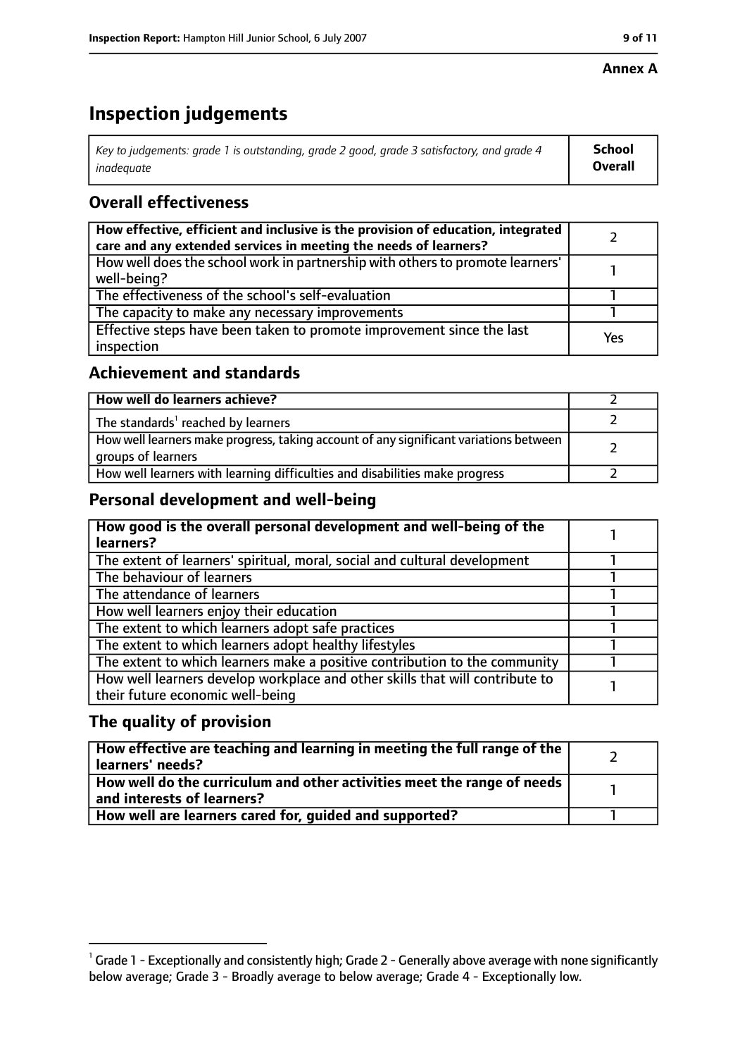**Annex A**

# Inspection judgements

| *Key to judgements: grade 1 is outstanding, grade 2 good, grade 3 satisfactory, and grade 4 inadequate* | **School Overall** |
|---|---|

## Overall effectiveness

| | |
|---|---|
| **How effective, efficient and inclusive is the provision of education, integrated care and any extended services in meeting the needs of learners?** | 2 |
| How well does the school work in partnership with others to promote learners' well-being? | 1 |
| The effectiveness of the school's self-evaluation | 1 |
| The capacity to make any necessary improvements | 1 |
| Effective steps have been taken to promote improvement since the last inspection | Yes |

## Achievement and standards

| | |
|---|---|
| **How well do learners achieve?** | 2 |
| The standards[1] reached by learners | 2 |
| How well learners make progress, taking account of any significant variations between groups of learners | 2 |
| How well learners with learning difficulties and disabilities make progress | 2 |

## Personal development and well-being

| | |
|---|---|
| **How good is the overall personal development and well-being of the learners?** | 1 |
| The extent of learners' spiritual, moral, social and cultural development | 1 |
| The behaviour of learners | 1 |
| The attendance of learners | 1 |
| How well learners enjoy their education | 1 |
| The extent to which learners adopt safe practices | 1 |
| The extent to which learners adopt healthy lifestyles | 1 |
| The extent to which learners make a positive contribution to the community | 1 |
| How well learners develop workplace and other skills that will contribute to their future economic well-being | 1 |

## The quality of provision

| | |
|---|---|
| **How effective are teaching and learning in meeting the full range of the learners' needs?** | 2 |
| **How well do the curriculum and other activities meet the range of needs and interests of learners?** | 1 |
| **How well are learners cared for, guided and supported?** | 1 |

[1] Grade 1 - Exceptionally and consistently high; Grade 2 - Generally above average with none significantly below average; Grade 3 - Broadly average to below average; Grade 4 - Exceptionally low.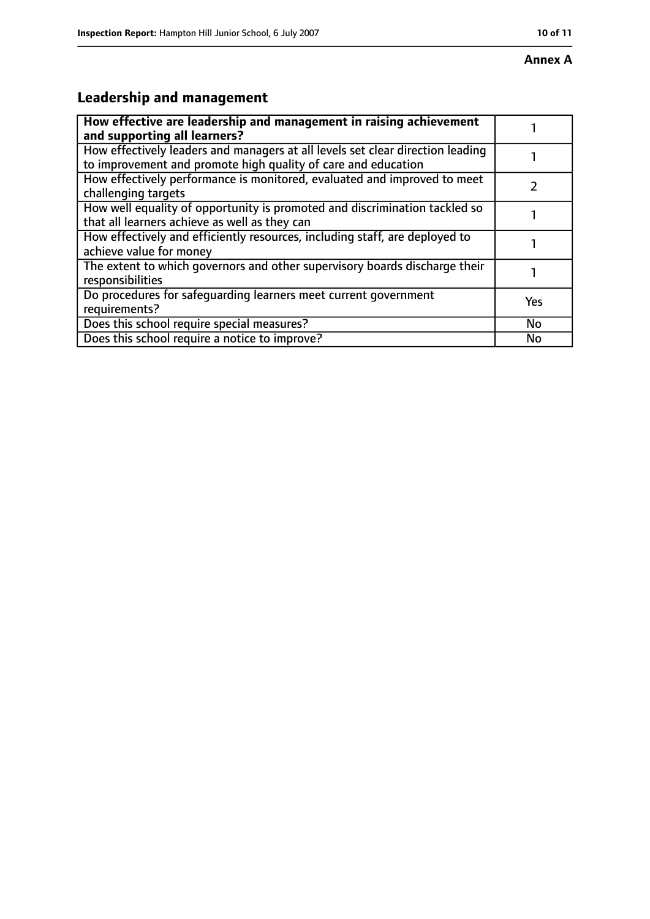**Annex A**

## Leadership and management

| **How effective are leadership and management in raising achievement and supporting all learners?** | 1 |
| --- | --- |
| How effectively leaders and managers at all levels set clear direction leading to improvement and promote high quality of care and education | 1 |
| How effectively performance is monitored, evaluated and improved to meet challenging targets | 2 |
| How well equality of opportunity is promoted and discrimination tackled so that all learners achieve as well as they can | 1 |
| How effectively and efficiently resources, including staff, are deployed to achieve value for money | 1 |
| The extent to which governors and other supervisory boards discharge their responsibilities | 1 |
| Do procedures for safeguarding learners meet current government requirements? | Yes |
| Does this school require special measures? | No |
| Does this school require a notice to improve? | No |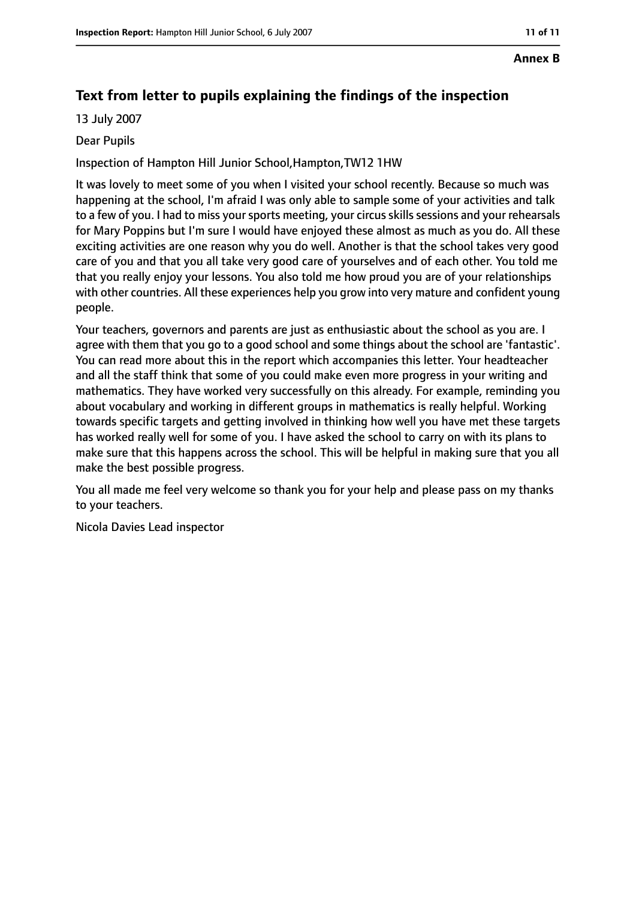**Annex B**

## Text from letter to pupils explaining the findings of the inspection

13 July 2007

Dear Pupils

Inspection of Hampton Hill Junior School,Hampton,TW12 1HW

It was lovely to meet some of you when I visited your school recently. Because so much was happening at the school, I'm afraid I was only able to sample some of your activities and talk to a few of you. I had to miss your sports meeting, your circus skills sessions and your rehearsals for Mary Poppins but I'm sure I would have enjoyed these almost as much as you do. All these exciting activities are one reason why you do well. Another is that the school takes very good care of you and that you all take very good care of yourselves and of each other. You told me that you really enjoy your lessons. You also told me how proud you are of your relationships with other countries. All these experiences help you grow into very mature and confident young people.

Your teachers, governors and parents are just as enthusiastic about the school as you are. I agree with them that you go to a good school and some things about the school are 'fantastic'. You can read more about this in the report which accompanies this letter. Your headteacher and all the staff think that some of you could make even more progress in your writing and mathematics. They have worked very successfully on this already. For example, reminding you about vocabulary and working in different groups in mathematics is really helpful. Working towards specific targets and getting involved in thinking how well you have met these targets has worked really well for some of you. I have asked the school to carry on with its plans to make sure that this happens across the school. This will be helpful in making sure that you all make the best possible progress.

You all made me feel very welcome so thank you for your help and please pass on my thanks to your teachers.

Nicola Davies Lead inspector